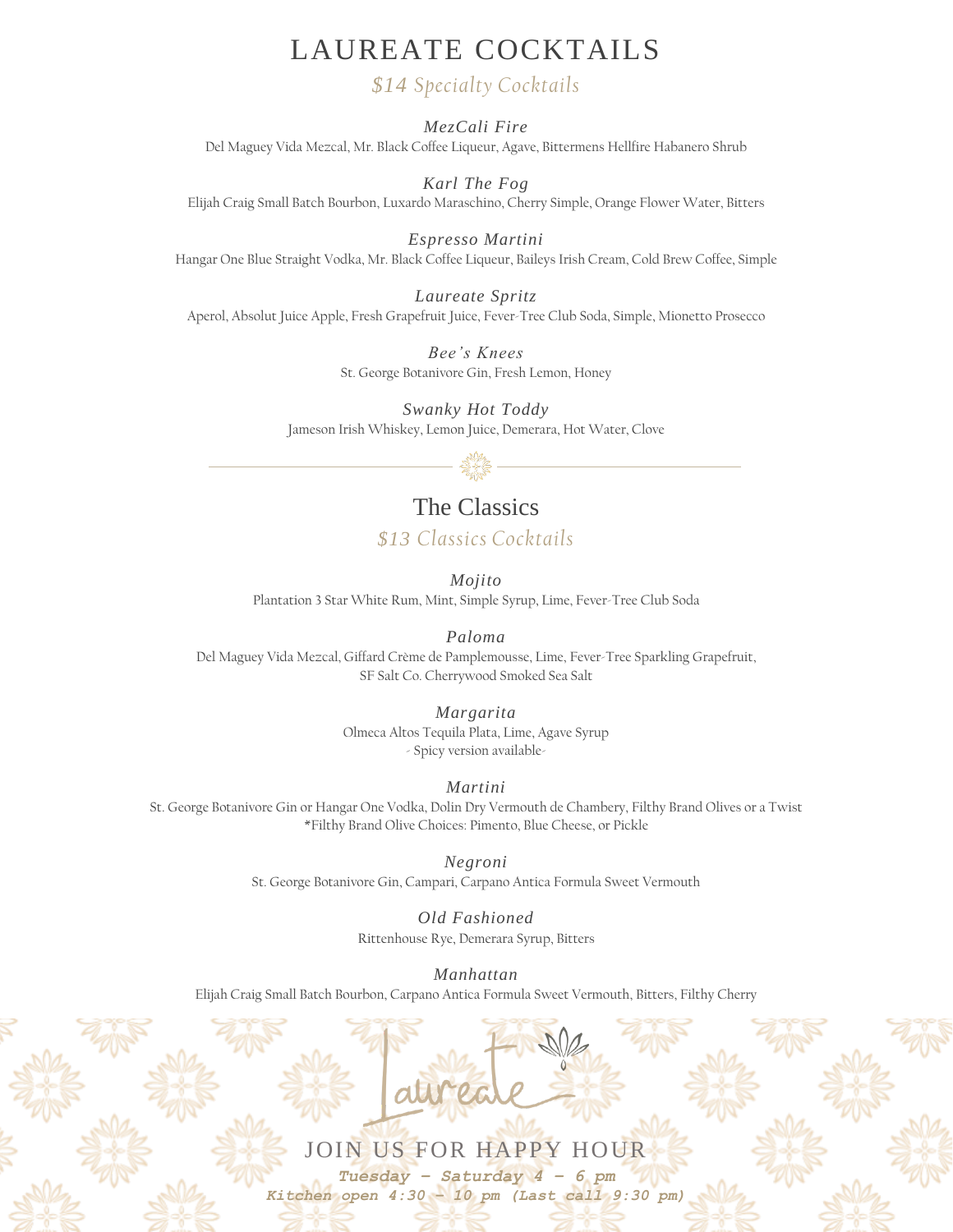# LAUREATE COCKTAILS

*$14 Specialty Cocktails*

***MezCali Fire***
Del Maguey Vida Mezcal, Mr. Black Coffee Liqueur, Agave, Bittermens Hellfire Habanero Shrub

***Karl The Fog***
Elijah Craig Small Batch Bourbon, Luxardo Maraschino, Cherry Simple, Orange Flower Water, Bitters

***Espresso Martini***
Hangar One Blue Straight Vodka, Mr. Black Coffee Liqueur, Baileys Irish Cream, Cold Brew Coffee, Simple

***Laureate Spritz***
Aperol, Absolut Juice Apple, Fresh Grapefruit Juice, Fever-Tree Club Soda, Simple, Mionetto Prosecco

***Bee's Knees***
St. George Botanivore Gin, Fresh Lemon, Honey

***Swanky Hot Toddy***
Jameson Irish Whiskey, Lemon Juice, Demerara, Hot Water, Clove

## The Classics

*$13 Classics Cocktails*

***Mojito***
Plantation 3 Star White Rum, Mint, Simple Syrup, Lime, Fever-Tree Club Soda

***Paloma***
Del Maguey Vida Mezcal, Giffard Crème de Pamplemousse, Lime, Fever-Tree Sparkling Grapefruit, SF Salt Co. Cherrywood Smoked Sea Salt

***Margarita***
Olmeca Altos Tequila Plata, Lime, Agave Syrup
- Spicy version available-

***Martini***
St. George Botanivore Gin or Hangar One Vodka, Dolin Dry Vermouth de Chambery, Filthy Brand Olives or a Twist
*Filthy Brand Olive Choices: Pimento, Blue Cheese, or Pickle

***Negroni***
St. George Botanivore Gin, Campari, Carpano Antica Formula Sweet Vermouth

***Old Fashioned***
Rittenhouse Rye, Demerara Syrup, Bitters

***Manhattan***
Elijah Craig Small Batch Bourbon, Carpano Antica Formula Sweet Vermouth, Bitters, Filthy Cherry

Laureate

JOIN US FOR HAPPY HOUR

***Tuesday - Saturday 4 - 6 pm***
***Kitchen open 4:30 - 10 pm (Last call 9:30 pm)***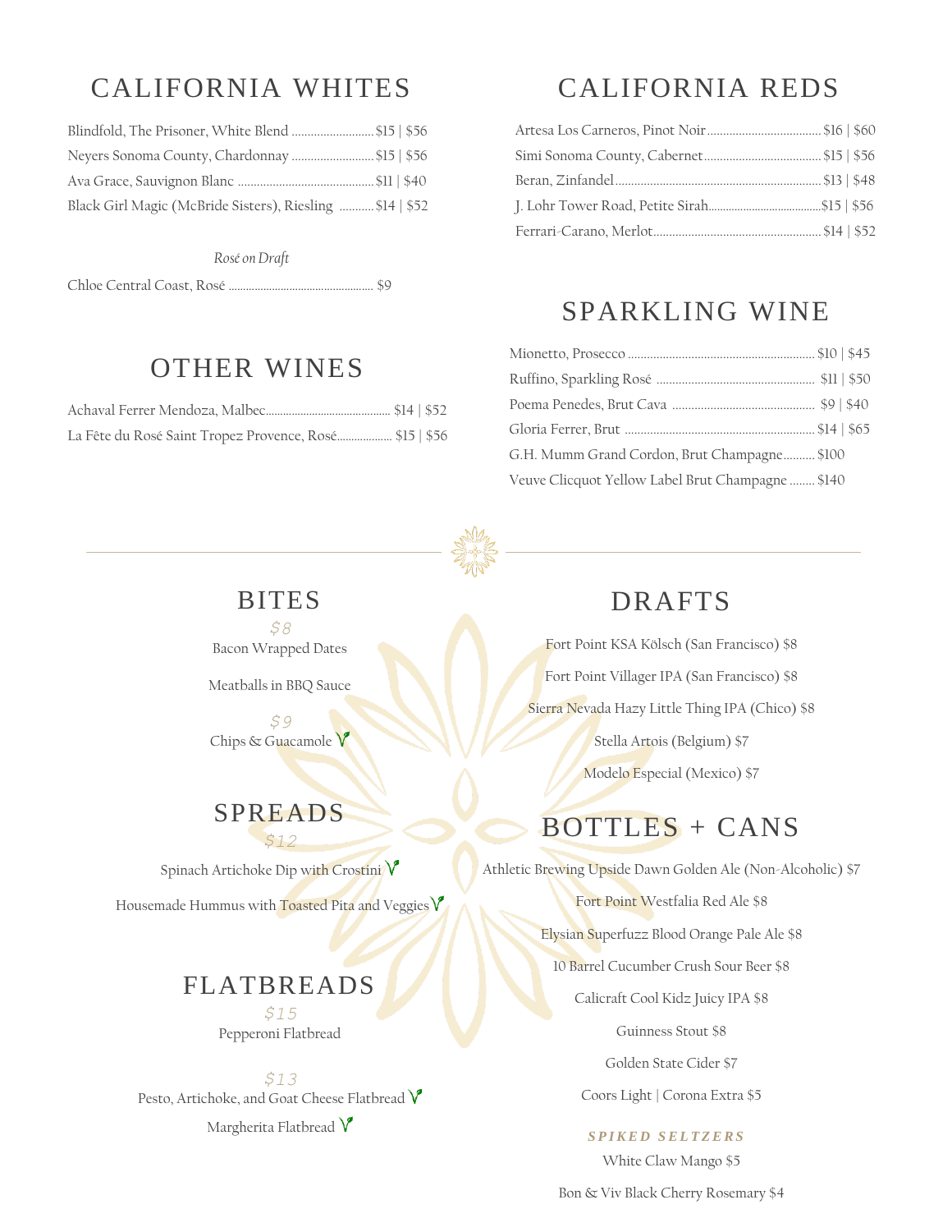## CALIFORNIA WHITES

Blindfold, The Prisoner, White Blend ........................ $15 | $56

Neyers Sonoma County, Chardonnay ........................ $15 | $56

Ava Grace, Sauvignon Blanc ........................................ $11 | $40

Black Girl Magic (McBride Sisters), Riesling ........... $14 | $52

*Rosé on Draft*

Chloe Central Coast, Rosé ................................................ $9

## OTHER WINES

Achaval Ferrer Mendoza, Malbec........................................ $14 | $52

La Fête du Rosé Saint Tropez Provence, Rosé.................. $15 | $56

## CALIFORNIA REDS

Artesa Los Carneros, Pinot Noir.................................... $16 | $60

Simi Sonoma County, Cabernet.................................... $15 | $56

Beran, Zinfandel................................................................ $13 | $48

J. Lohr Tower Road, Petite Sirah...................................... $15 | $56

Ferrari-Carano, Merlot.................................................... $14 | $52

## SPARKLING WINE

Mionetto, Prosecco ........................................................ $10 | $45

Ruffino, Sparkling Rosé ................................................ $11 | $50

Poema Penedes, Brut Cava ............................................ $9 | $40

Gloria Ferrer, Brut ........................................................ $14 | $65

G.H. Mumm Grand Cordon, Brut Champagne.......... $100

Veuve Clicquot Yellow Label Brut Champagne ........ $140

## BITES

*$8*

Bacon Wrapped Dates

Meatballs in BBQ Sauce

*$9*

Chips & Guacamole V

## SPREADS

*$12*

Spinach Artichoke Dip with Crostini V

Housemade Hummus with Toasted Pita and Veggies V

## FLATBREADS

*$15*

Pepperoni Flatbread

*$13*

Pesto, Artichoke, and Goat Cheese Flatbread V

Margherita Flatbread V

## DRAFTS

Fort Point KSA Kölsch (San Francisco) $8

Fort Point Villager IPA (San Francisco) $8

Sierra Nevada Hazy Little Thing IPA (Chico) $8

Stella Artois (Belgium) $7

Modelo Especial (Mexico) $7

## BOTTLES + CANS

Athletic Brewing Upside Dawn Golden Ale (Non-Alcoholic) $7

Fort Point Westfalia Red Ale $8

Elysian Superfuzz Blood Orange Pale Ale $8

10 Barrel Cucumber Crush Sour Beer $8

Calicraft Cool Kidz Juicy IPA $8

Guinness Stout $8

Golden State Cider $7

Coors Light | Corona Extra $5

***SPIKED SELTZERS***

White Claw Mango $5

Bon & Viv Black Cherry Rosemary $4